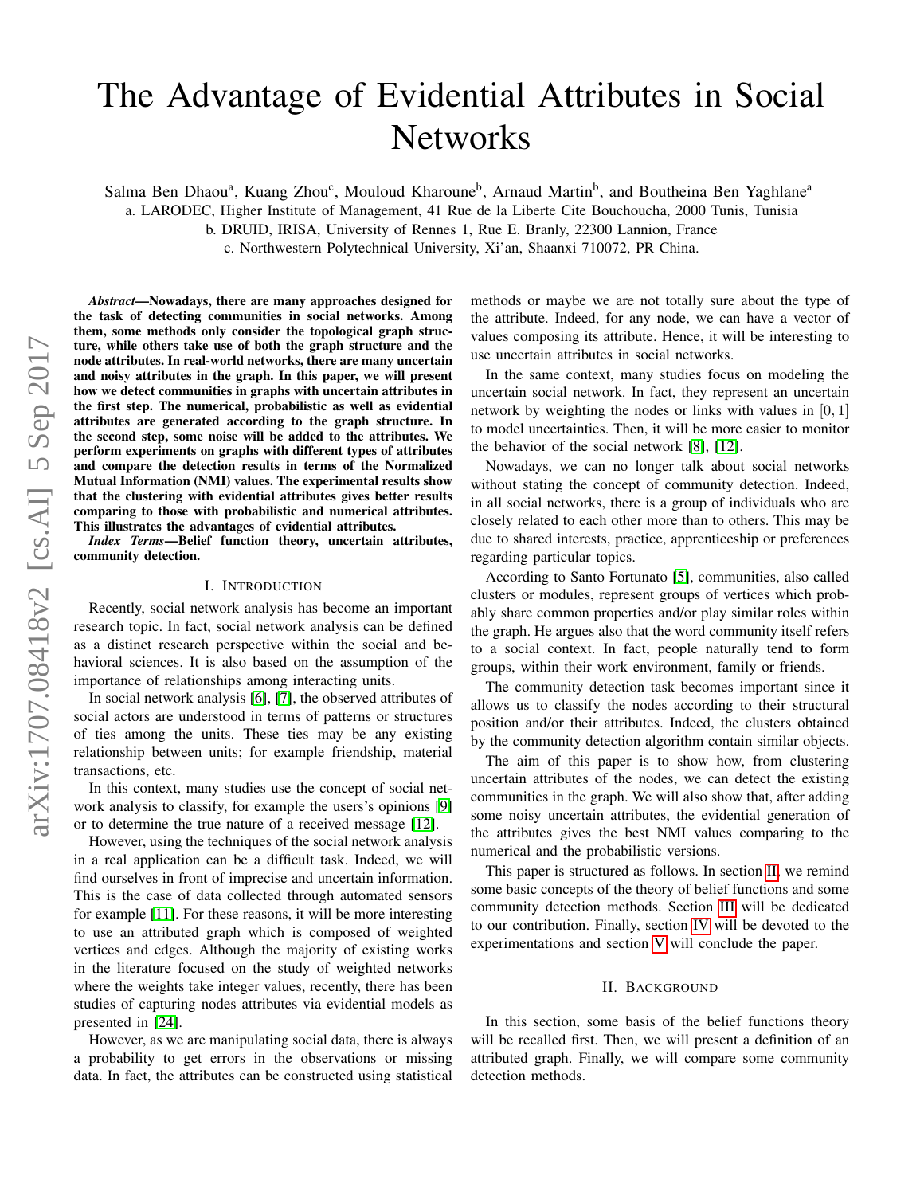# The Advantage of Evidential Attributes in Social Networks

Salma Ben Dhaou[a], Kuang Zhou[c], Mouloud Kharoune[b], Arnaud Martin[b], and Boutheina Ben Yaghlane[a]

a. LARODEC, Higher Institute of Management, 41 Rue de la Liberte Cite Bouchoucha, 2000 Tunis, Tunisia

b. DRUID, IRISA, University of Rennes 1, Rue E. Branly, 22300 Lannion, France

c. Northwestern Polytechnical University, Xi'an, Shaanxi 710072, PR China.

***Abstract*—Nowadays, there are many approaches designed for the task of detecting communities in social networks. Among them, some methods only consider the topological graph structure, while others take use of both the graph structure and the node attributes. In real-world networks, there are many uncertain and noisy attributes in the graph. In this paper, we will present how we detect communities in graphs with uncertain attributes in the first step. The numerical, probabilistic as well as evidential attributes are generated according to the graph structure. In the second step, some noise will be added to the attributes. We perform experiments on graphs with different types of attributes and compare the detection results in terms of the Normalized Mutual Information (NMI) values. The experimental results show that the clustering with evidential attributes gives better results comparing to those with probabilistic and numerical attributes. This illustrates the advantages of evidential attributes.**

***Index Terms*—Belief function theory, uncertain attributes, community detection.**

## I. Introduction

Recently, social network analysis has become an important research topic. In fact, social network analysis can be defined as a distinct research perspective within the social and behavioral sciences. It is also based on the assumption of the importance of relationships among interacting units.

In social network analysis [6], [7], the observed attributes of social actors are understood in terms of patterns or structures of ties among the units. These ties may be any existing relationship between units; for example friendship, material transactions, etc.

In this context, many studies use the concept of social network analysis to classify, for example the users's opinions [9] or to determine the true nature of a received message [12].

However, using the techniques of the social network analysis in a real application can be a difficult task. Indeed, we will find ourselves in front of imprecise and uncertain information. This is the case of data collected through automated sensors for example [11]. For these reasons, it will be more interesting to use an attributed graph which is composed of weighted vertices and edges. Although the majority of existing works in the literature focused on the study of weighted networks where the weights take integer values, recently, there has been studies of capturing nodes attributes via evidential models as presented in [24].

However, as we are manipulating social data, there is always a probability to get errors in the observations or missing data. In fact, the attributes can be constructed using statistical methods or maybe we are not totally sure about the type of the attribute. Indeed, for any node, we can have a vector of values composing its attribute. Hence, it will be interesting to use uncertain attributes in social networks.

In the same context, many studies focus on modeling the uncertain social network. In fact, they represent an uncertain network by weighting the nodes or links with values in $[0, 1]$ to model uncertainties. Then, it will be more easier to monitor the behavior of the social network [8], [12].

Nowadays, we can no longer talk about social networks without stating the concept of community detection. Indeed, in all social networks, there is a group of individuals who are closely related to each other more than to others. This may be due to shared interests, practice, apprenticeship or preferences regarding particular topics.

According to Santo Fortunato [5], communities, also called clusters or modules, represent groups of vertices which probably share common properties and/or play similar roles within the graph. He argues also that the word community itself refers to a social context. In fact, people naturally tend to form groups, within their work environment, family or friends.

The community detection task becomes important since it allows us to classify the nodes according to their structural position and/or their attributes. Indeed, the clusters obtained by the community detection algorithm contain similar objects.

The aim of this paper is to show how, from clustering uncertain attributes of the nodes, we can detect the existing communities in the graph. We will also show that, after adding some noisy uncertain attributes, the evidential generation of the attributes gives the best NMI values comparing to the numerical and the probabilistic versions.

This paper is structured as follows. In section II, we remind some basic concepts of the theory of belief functions and some community detection methods. Section III will be dedicated to our contribution. Finally, section IV will be devoted to the experimentations and section V will conclude the paper.

## II. Background

In this section, some basis of the belief functions theory will be recalled first. Then, we will present a definition of an attributed graph. Finally, we will compare some community detection methods.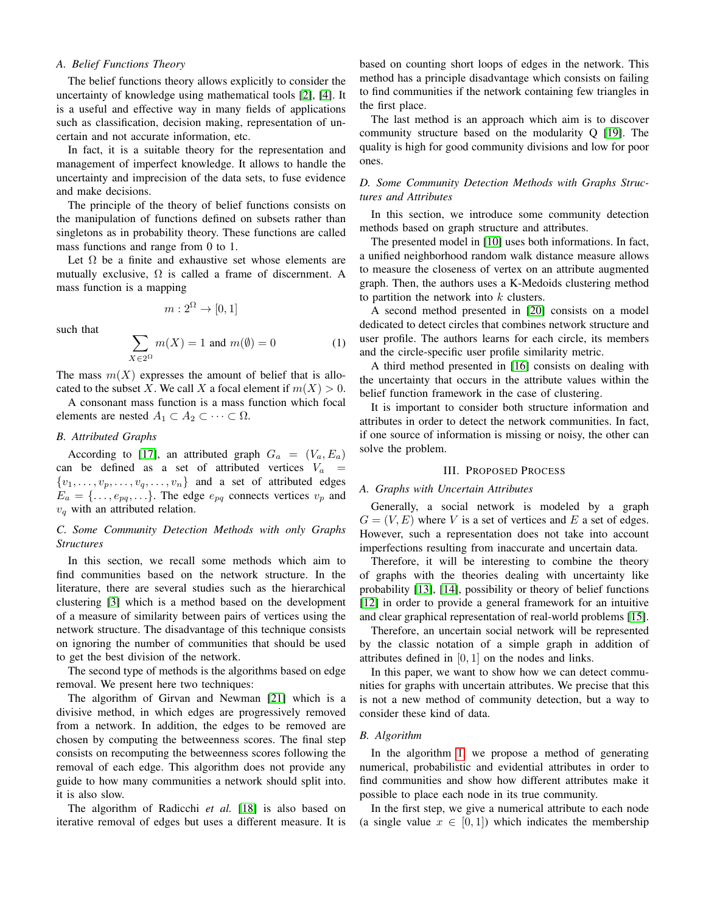### A. Belief Functions Theory

The belief functions theory allows explicitly to consider the uncertainty of knowledge using mathematical tools [2], [4]. It is a useful and effective way in many fields of applications such as classification, decision making, representation of uncertain and not accurate information, etc.

In fact, it is a suitable theory for the representation and management of imperfect knowledge. It allows to handle the uncertainty and imprecision of the data sets, to fuse evidence and make decisions.

The principle of the theory of belief functions consists on the manipulation of functions defined on subsets rather than singletons as in probability theory. These functions are called mass functions and range from 0 to 1.

Let $\Omega$ be a finite and exhaustive set whose elements are mutually exclusive, $\Omega$ is called a frame of discernment. A mass function is a mapping

$$m : 2^{\Omega} \to [0, 1]$$

such that

$$\sum_{X \in 2^{\Omega}} m(X) = 1 \text{ and } m(\emptyset) = 0 \tag{1}$$

The mass $m(X)$ expresses the amount of belief that is allocated to the subset $X$. We call $X$ a focal element if $m(X) > 0$.

A consonant mass function is a mass function which focal elements are nested $A_1 \subset A_2 \subset \cdots \subset \Omega$.

### B. Attributed Graphs

According to [17], an attributed graph $G_a = (V_a, E_a)$ can be defined as a set of attributed vertices $V_a = \{v_1, \ldots, v_p, \ldots, v_q, \ldots, v_n\}$ and a set of attributed edges $E_a = \{\ldots, e_{pq}, \ldots\}$. The edge $e_{pq}$ connects vertices $v_p$ and $v_q$ with an attributed relation.

### C. Some Community Detection Methods with only Graphs Structures

In this section, we recall some methods which aim to find communities based on the network structure. In the literature, there are several studies such as the hierarchical clustering [3] which is a method based on the development of a measure of similarity between pairs of vertices using the network structure. The disadvantage of this technique consists on ignoring the number of communities that should be used to get the best division of the network.

The second type of methods is the algorithms based on edge removal. We present here two techniques:

The algorithm of Girvan and Newman [21] which is a divisive method, in which edges are progressively removed from a network. In addition, the edges to be removed are chosen by computing the betweenness scores. The final step consists on recomputing the betweenness scores following the removal of each edge. This algorithm does not provide any guide to how many communities a network should split into. it is also slow.

The algorithm of Radicchi *et al.* [18] is also based on iterative removal of edges but uses a different measure. It is based on counting short loops of edges in the network. This method has a principle disadvantage which consists on failing to find communities if the network containing few triangles in the first place.

The last method is an approach which aim is to discover community structure based on the modularity Q [19]. The quality is high for good community divisions and low for poor ones.

### D. Some Community Detection Methods with Graphs Structures and Attributes

In this section, we introduce some community detection methods based on graph structure and attributes.

The presented model in [10] uses both informations. In fact, a unified neighborhood random walk distance measure allows to measure the closeness of vertex on an attribute augmented graph. Then, the authors uses a K-Medoids clustering method to partition the network into $k$ clusters.

A second method presented in [20] consists on a model dedicated to detect circles that combines network structure and user profile. The authors learns for each circle, its members and the circle-specific user profile similarity metric.

A third method presented in [16] consists on dealing with the uncertainty that occurs in the attribute values within the belief function framework in the case of clustering.

It is important to consider both structure information and attributes in order to detect the network communities. In fact, if one source of information is missing or noisy, the other can solve the problem.

## III. Proposed Process

### A. Graphs with Uncertain Attributes

Generally, a social network is modeled by a graph $G = (V, E)$ where $V$ is a set of vertices and $E$ a set of edges. Howerever, such a representation does not take into account imperfections resulting from inaccurate and uncertain data.

Therefore, it will be interesting to combine the theory of graphs with the theories dealing with uncertainty like probability [13], [14], possibility or theory of belief functions [12] in order to provide a general framework for an intuitive and clear graphical representation of real-world problems [15].

Therefore, an uncertain social network will be represented by the classic notation of a simple graph in addition of attributes defined in $[0, 1]$ on the nodes and links.

In this paper, we want to show how we can detect communities for graphs with uncertain attributes. We precise that this is not a new method of community detection, but a way to consider these kind of data.

### B. Algorithm

In the algorithm 1, we propose a method of generating numerical, probabilistic and evidential attributes in order to find communities and show how different attributes make it possible to place each node in its true community.

In the first step, we give a numerical attribute to each node (a single value $x \in [0, 1]$) which indicates the membership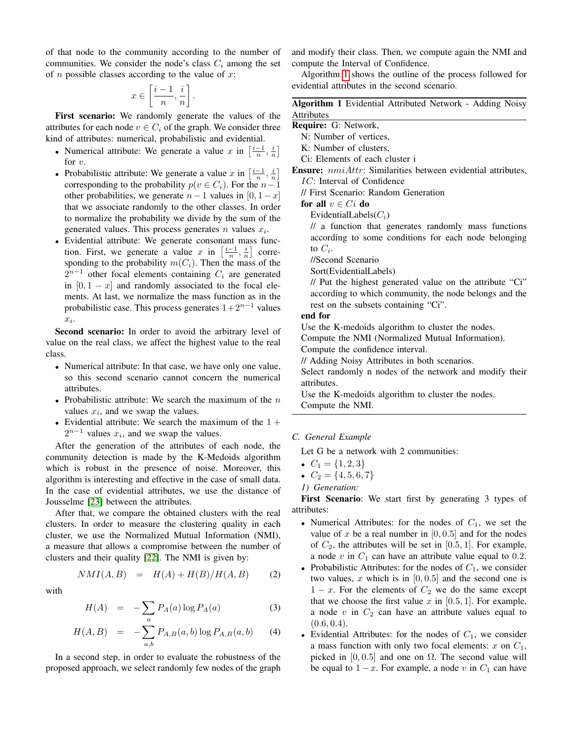of that node to the community according to the number of communities. We consider the node's class $C_i$ among the set of $n$ possible classes according to the value of $x$:

$$x \in \left[\frac{i-1}{n}, \frac{i}{n}\right].$$

**First scenario:** We randomly generate the values of the attributes for each node $v \in C_i$ of the graph. We consider three kind of attributes: numerical, probabilistic and evidential.

- Numerical attribute: We generate a value $x$ in $\left[\frac{i-1}{n}, \frac{i}{n}\right]$ for $v$.
- Probabilistic attribute: We generate a value $x$ in $\left[\frac{i-1}{n}, \frac{i}{n}\right]$ corresponding to the probability $p(v \in C_i)$. For the $n-1$ other probabilities, we generate $n-1$ values in $[0, 1-x]$ that we associate randomly to the other classes. In order to normalize the probability we divide by the sum of the generated values. This process generates $n$ values $x_i$.
- Evidential attribute: We generate consonant mass function. First, we generate a value $x$ in $\left[\frac{i-1}{n}, \frac{i}{n}\right]$ corresponding to the probability $m(C_i)$. Then the mass of the $2^{n-1}$ other focal elements containing $C_i$ are generated in $[0, 1-x]$ and randomly associated to the focal elements. At last, we normalize the mass function as in the probabilistic case. This process generates $1+2^{n-1}$ values $x_i$.

**Second scenario:** In order to avoid the arbitrary level of value on the real class, we affect the highest value to the real class.

- Numerical attribute: In that case, we have only one value, so this second scenario cannot concern the numerical attributes.
- Probabilistic attribute: We search the maximum of the $n$ values $x_i$, and we swap the values.
- Evidential attribute: We search the maximum of the $1+2^{n-1}$ values $x_i$, and we swap the values.

After the generation of the attributes of each node, the community detection is made by the K-Medoids algorithm which is robust in the presence of noise. Moreover, this algorithm is interesting and effective in the case of small data. In the case of evidential attributes, we use the distance of Jousselme [23] between the attributes.

After that, we compare the obtained clusters with the real clusters. In order to measure the clustering quality in each cluster, we use the Normalized Mutual Information (NMI), a measure that allows a compromise between the number of clusters and their quality [22]. The NMI is given by:

$$NMI(A,B) \quad = \quad H(A) + H(B)/H(A,B) \tag{2}$$

with

$$H(A) \quad = \quad -\sum_{a} P_A(a) \log P_A(a) \tag{3}$$

$$H(A,B) \quad = \quad -\sum_{a,b} P_{A,B}(a,b) \log P_{A,B}(a,b) \tag{4}$$

In a second step, in order to evaluate the robustness of the proposed approach, we select randomly few nodes of the graph and modify their class. Then, we compute again the NMI and compute the Interval of Confidence.

Algorithm 1 shows the outline of the process followed for evidential attributes in the second scenario.

**Algorithm 1** Evidential Attributed Network - Adding Noisy Attributes

**Require:** G: Network,
N: Number of vertices,
K: Number of clusters,
Ci: Elements of each cluster i
**Ensure:** $nmiAttr$: Similarities between evidential attributes,
$IC$: Interval of Confidence
// First Scenario: Random Generation
**for all** $v \in Ci$ **do**
  EvidentialLabels($C_i$)
  // a function that generates randomly mass functions according to some conditions for each node belonging to $C_i$.
  //Second Scenario
  Sort(EvidentialLabels)
  // Put the highest generated value on the attribute "Ci" according to which community, the node belongs and the rest on the subsets containing "Ci".
**end for**
Use the K-medoids algorithm to cluster the nodes.
Compute the NMI (Normalized Mutual Information).
Compute the confidence interval.
// Adding Noisy Attributes in both scenarios.
Select randomly n nodes of the network and modify their attributes.
Use the K-medoids algorithm to cluster the nodes.
Compute the NMI.

### C. General Example

Let G be a network with 2 communities:

- $C_1 = \{1, 2, 3\}$
- $C_2 = \{4, 5, 6, 7\}$

*1) Generation:*

**First Scenario**: We start first by generating 3 types of attributes:

- Numerical Attributes: for the nodes of $C_1$, we set the value of $x$ be a real number in $[0, 0.5]$ and for the nodes of $C_2$, the attributes will be set in $[0.5, 1]$. For example, a node $v$ in $C_1$ can have an attribute value equal to 0.2.
- Probabilistic Attributes: for the nodes of $C_1$, we consider two values, $x$ which is in $[0, 0.5]$ and the second one is $1-x$. For the elements of $C_2$ we do the same except that we choose the first value $x$ in $[0.5, 1]$. For example, a node $v$ in $C_2$ can have an attribute values equal to $(0.6, 0.4)$.
- Evidential Attributes: for the nodes of $C_1$, we consider a mass function with only two focal elements: $x$ on $C_1$, picked in $[0, 0.5]$ and one on $\Omega$. The second value will be equal to $1-x$. For example, a node $v$ in $C_1$ can have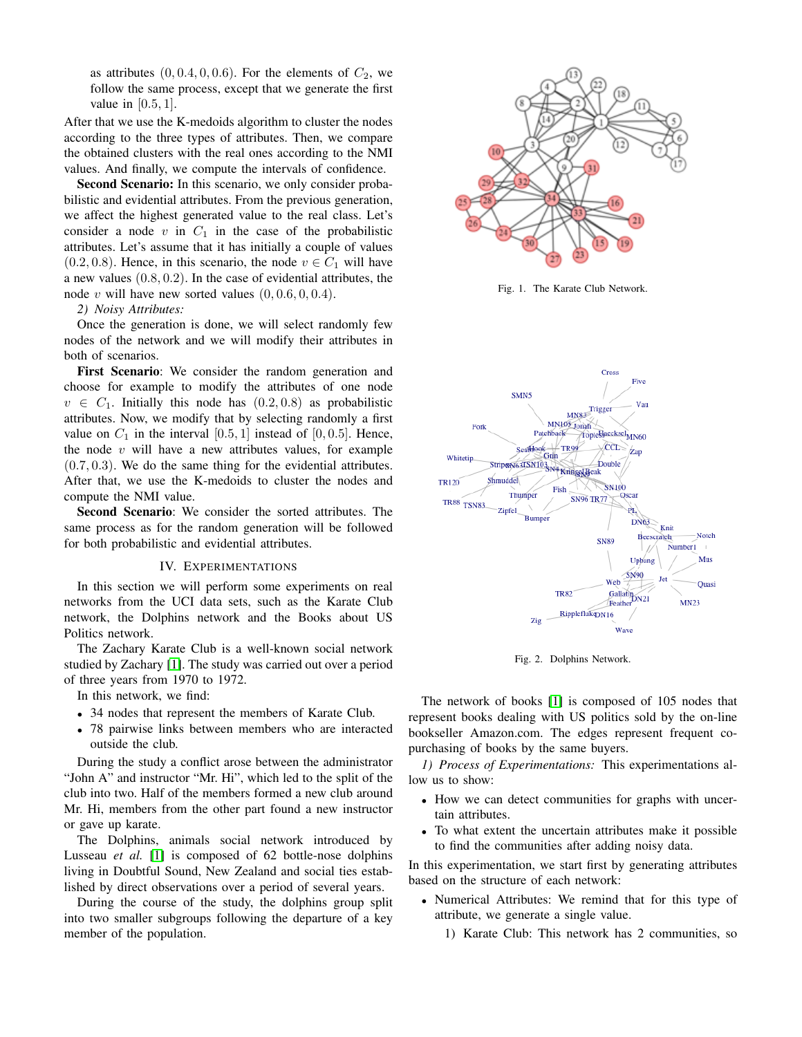as attributes $(0, 0.4, 0, 0.6)$. For the elements of $C_2$, we follow the same process, except that we generate the first value in $[0.5, 1]$.

After that we use the K-medoids algorithm to cluster the nodes according to the three types of attributes. Then, we compare the obtained clusters with the real ones according to the NMI values. And finally, we compute the intervals of confidence.

**Second Scenario:** In this scenario, we only consider probabilistic and evidential attributes. From the previous generation, we affect the highest generated value to the real class. Let's consider a node $v$ in $C_1$ in the case of the probabilistic attributes. Let's assume that it has initially a couple of values $(0.2, 0.8)$. Hence, in this scenario, the node $v \in C_1$ will have a new values $(0.8, 0.2)$. In the case of evidential attributes, the node $v$ will have new sorted values $(0, 0.6, 0, 0.4)$.

*2) Noisy Attributes:*

Once the generation is done, we will select randomly few nodes of the network and we will modify their attributes in both of scenarios.

**First Scenario**: We consider the random generation and choose for example to modify the attributes of one node $v \in C_1$. Initially this node has $(0.2, 0.8)$ as probabilistic attributes. Now, we modify that by selecting randomly a first value on $C_1$ in the interval $[0.5, 1]$ instead of $[0, 0.5]$. Hence, the node $v$ will have a new attributes values, for example $(0.7, 0.3)$. We do the same thing for the evidential attributes. After that, we use the K-medoids to cluster the nodes and compute the NMI value.

**Second Scenario**: We consider the sorted attributes. The same process as for the random generation will be followed for both probabilistic and evidential attributes.

## IV. Experimentations

In this section we will perform some experiments on real networks from the UCI data sets, such as the Karate Club network, the Dolphins network and the Books about US Politics network.

The Zachary Karate Club is a well-known social network studied by Zachary [1]. The study was carried out over a period of three years from 1970 to 1972.

In this network, we find:

- 34 nodes that represent the members of Karate Club.
- 78 pairwise links between members who are interacted outside the club.

During the study a conflict arose between the administrator "John A" and instructor "Mr. Hi", which led to the split of the club into two. Half of the members formed a new club around Mr. Hi, members from the other part found a new instructor or gave up karate.

The Dolphins, animals social network introduced by Lusseau *et al.* [1] is composed of 62 bottle-nose dolphins living in Doubtful Sound, New Zealand and social ties established by direct observations over a period of several years.

During the course of the study, the dolphins group split into two smaller subgroups following the departure of a key member of the population.

Fig. 1. The Karate Club Network.

Fig. 2. Dolphins Network.

The network of books [1] is composed of 105 nodes that represent books dealing with US politics sold by the on-line bookseller Amazon.com. The edges represent frequent co-purchasing of books by the same buyers.

*1) Process of Experimentations:* This experimentations allow us to show:

- How we can detect communities for graphs with uncertain attributes.
- To what extent the uncertain attributes make it possible to find the communities after adding noisy data.

In this experimentation, we start first by generating attributes based on the structure of each network:

- Numerical Attributes: We remind that for this type of attribute, we generate a single value.
  1) Karate Club: This network has 2 communities, so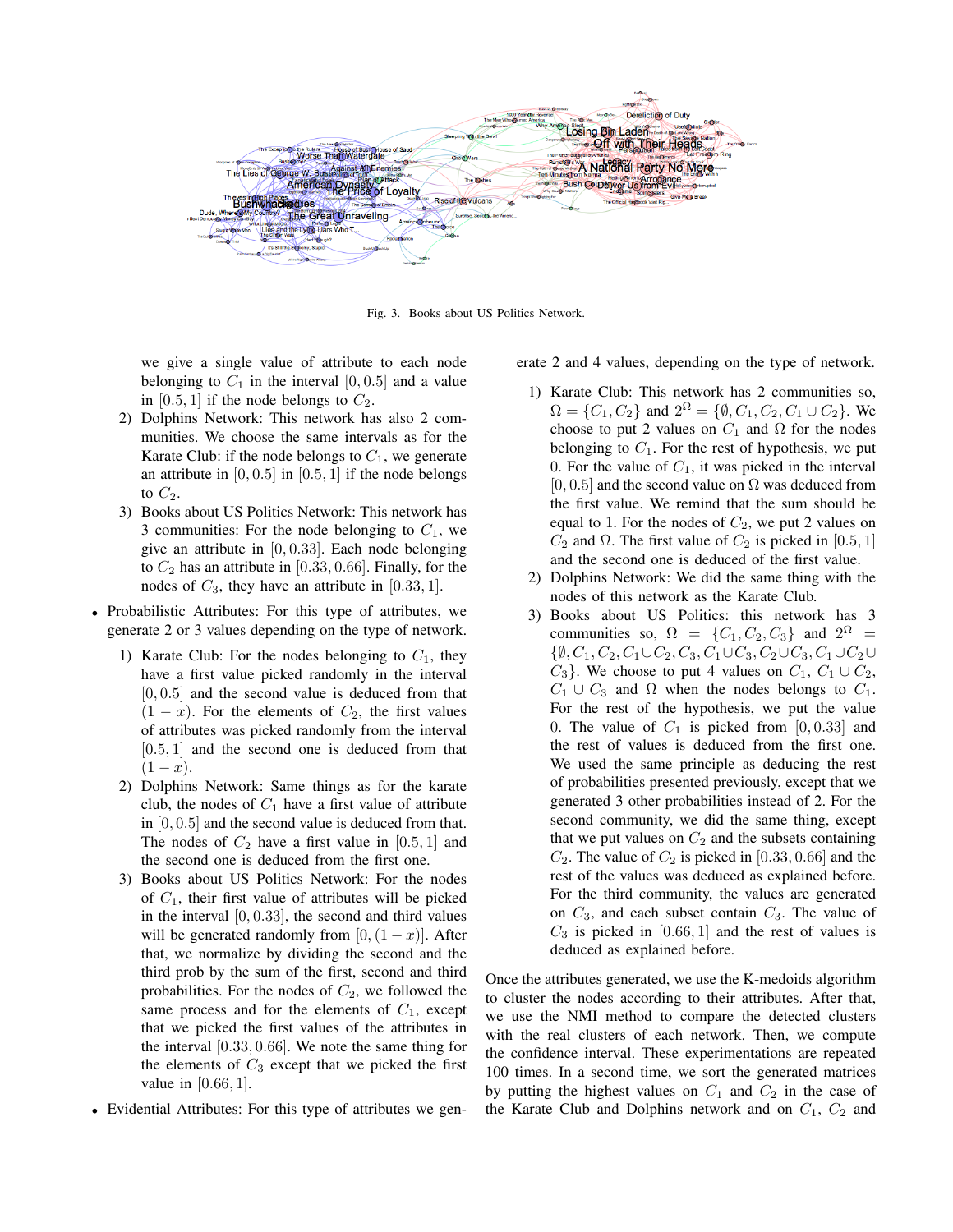Fig. 3. Books about US Politics Network.

we give a single value of attribute to each node belonging to $C_1$ in the interval $[0, 0.5]$ and a value in $[0.5, 1]$ if the node belongs to $C_2$.

2) Dolphins Network: This network has also 2 communities. We choose the same intervals as for the Karate Club: if the node belongs to $C_1$, we generate an attribute in $[0, 0.5]$ in $[0.5, 1]$ if the node belongs to $C_2$.
3) Books about US Politics Network: This network has 3 communities: For the node belonging to $C_1$, we give an attribute in $[0, 0.33]$. Each node belonging to $C_2$ has an attribute in $[0.33, 0.66]$. Finally, for the nodes of $C_3$, they have an attribute in $[0.33, 1]$.

- Probabilistic Attributes: For this type of attributes, we generate 2 or 3 values depending on the type of network.
  1) Karate Club: For the nodes belonging to $C_1$, they have a first value picked randomly in the interval $[0, 0.5]$ and the second value is deduced from that $(1 - x)$. For the elements of $C_2$, the first values of attributes was picked randomly from the interval $[0.5, 1]$ and the second one is deduced from that $(1 - x)$.
  2) Dolphins Network: Same things as for the karate club, the nodes of $C_1$ have a first value of attribute in $[0, 0.5]$ and the second value is deduced from that. The nodes of $C_2$ have a first value in $[0.5, 1]$ and the second one is deduced from the first one.
  3) Books about US Politics Network: For the nodes of $C_1$, their first value of attributes will be picked in the interval $[0, 0.33]$, the second and third values will be generated randomly from $[0, (1 - x)]$. After that, we normalize by dividing the second and the third prob by the sum of the first, second and third probabilities. For the nodes of $C_2$, we followed the same process and for the elements of $C_1$, except that we picked the first values of the attributes in the interval $[0.33, 0.66]$. We note the same thing for the elements of $C_3$ except that we picked the first value in $[0.66, 1]$.
- Evidential Attributes: For this type of attributes we generate 2 and 4 values, depending on the type of network.
  1) Karate Club: This network has 2 communities so, $\Omega = \{C_1, C_2\}$ and $2^\Omega = \{\emptyset, C_1, C_2, C_1 \cup C_2\}$. We choose to put 2 values on $C_1$ and $\Omega$ for the nodes belonging to $C_1$. For the rest of hypothesis, we put 0. For the value of $C_1$, it was picked in the interval $[0, 0.5]$ and the second value on $\Omega$ was deduced from the first value. We remind that the sum should be equal to 1. For the nodes of $C_2$, we put 2 values on $C_2$ and $\Omega$. The first value of $C_2$ is picked in $[0.5, 1]$ and the second one is deduced of the first value.
  2) Dolphins Network: We did the same thing with the nodes of this network as the Karate Club.
  3) Books about US Politics: this network has 3 communities so, $\Omega = \{C_1, C_2, C_3\}$ and $2^\Omega = \{\emptyset, C_1, C_2, C_1 \cup C_2, C_3, C_1 \cup C_3, C_2 \cup C_3, C_1 \cup C_2 \cup C_3\}$. We choose to put 4 values on $C_1$, $C_1 \cup C_2$, $C_1 \cup C_3$ and $\Omega$ when the nodes belongs to $C_1$. For the rest of the hypothesis, we put the value 0. The value of $C_1$ is picked from $[0, 0.33]$ and the rest of values is deduced from the first one. We used the same principle as deducing the rest of probabilities presented previously, except that we generated 3 other probabilities instead of 2. For the second community, we did the same thing, except that we put values on $C_2$ and the subsets containing $C_2$. The value of $C_2$ is picked in $[0.33, 0.66]$ and the rest of the values was deduced as explained before. For the third community, the values are generated on $C_3$, and each subset contain $C_3$. The value of $C_3$ is picked in $[0.66, 1]$ and the rest of values is deduced as explained before.

Once the attributes generated, we use the K-medoids algorithm to cluster the nodes according to their attributes. After that, we use the NMI method to compare the detected clusters with the real clusters of each network. Then, we compute the confidence interval. These experimentations are repeated 100 times. In a second time, we sort the generated matrices by putting the highest values on $C_1$ and $C_2$ in the case of the Karate Club and Dolphins network and on $C_1$, $C_2$ and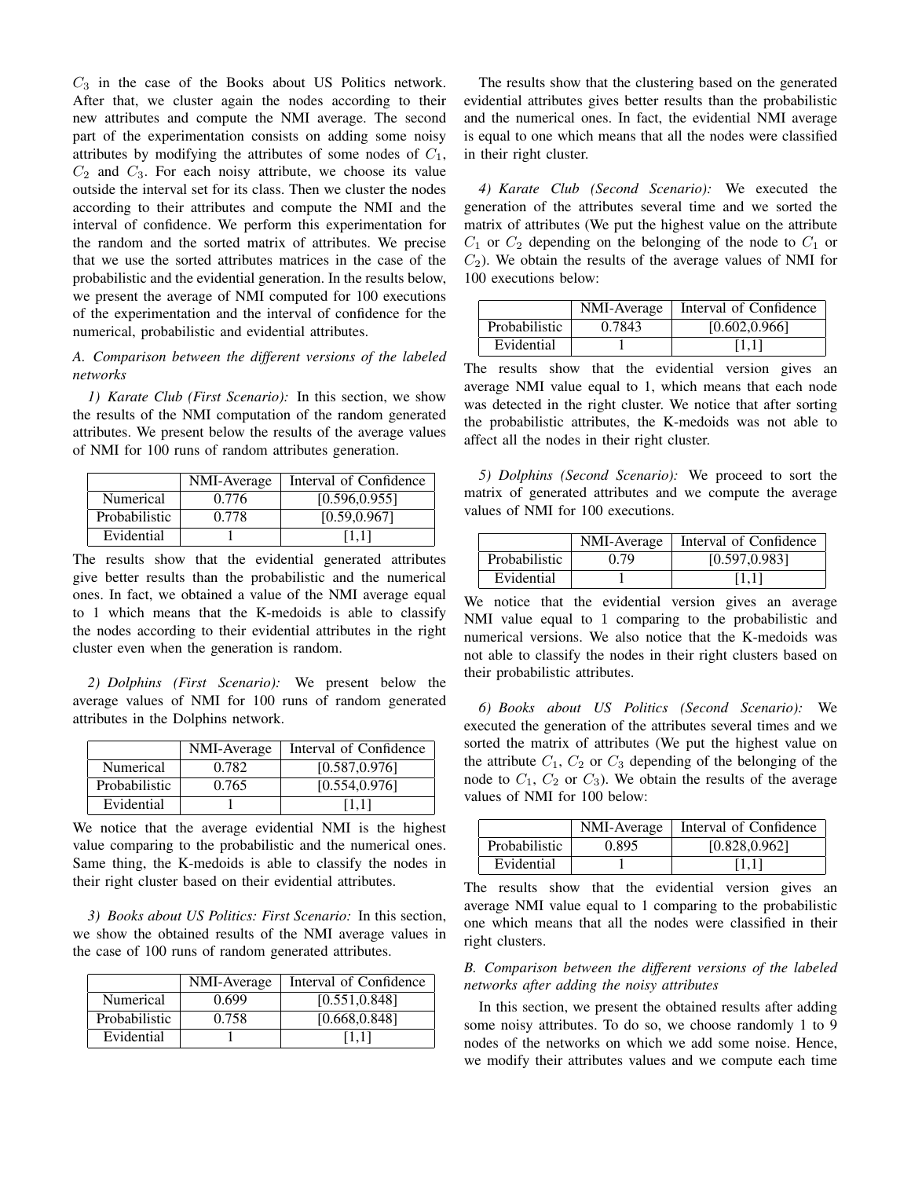$C_3$ in the case of the Books about US Politics network. After that, we cluster again the nodes according to their new attributes and compute the NMI average. The second part of the experimentation consists on adding some noisy attributes by modifying the attributes of some nodes of $C_1$, $C_2$ and $C_3$. For each noisy attribute, we choose its value outside the interval set for its class. Then we cluster the nodes according to their attributes and compute the NMI and the interval of confidence. We perform this experimentation for the random and the sorted matrix of attributes. We precise that we use the sorted attributes matrices in the case of the probabilistic and the evidential generation. In the results below, we present the average of NMI computed for 100 executions of the experimentation and the interval of confidence for the numerical, probabilistic and evidential attributes.

### A. Comparison between the different versions of the labeled networks

*1) Karate Club (First Scenario):* In this section, we show the results of the NMI computation of the random generated attributes. We present below the results of the average values of NMI for 100 runs of random attributes generation.

| | NMI-Average | Interval of Confidence |
|---|---|---|
| Numerical | 0.776 | [0.596,0.955] |
| Probabilistic | 0.778 | [0.59,0.967] |
| Evidential | 1 | [1,1] |

The results show that the evidential generated attributes give better results than the probabilistic and the numerical ones. In fact, we obtained a value of the NMI average equal to 1 which means that the K-medoids is able to classify the nodes according to their evidential attributes in the right cluster even when the generation is random.

*2) Dolphins (First Scenario):* We present below the average values of NMI for 100 runs of random generated attributes in the Dolphins network.

| | NMI-Average | Interval of Confidence |
|---|---|---|
| Numerical | 0.782 | [0.587,0.976] |
| Probabilistic | 0.765 | [0.554,0.976] |
| Evidential | 1 | [1,1] |

We notice that the average evidential NMI is the highest value comparing to the probabilistic and the numerical ones. Same thing, the K-medoids is able to classify the nodes in their right cluster based on their evidential attributes.

*3) Books about US Politics: First Scenario:* In this section, we show the obtained results of the NMI average values in the case of 100 runs of random generated attributes.

| | NMI-Average | Interval of Confidence |
|---|---|---|
| Numerical | 0.699 | [0.551,0.848] |
| Probabilistic | 0.758 | [0.668,0.848] |
| Evidential | 1 | [1,1] |

The results show that the clustering based on the generated evidential attributes gives better results than the probabilistic and the numerical ones. In fact, the evidential NMI average is equal to one which means that all the nodes were classified in their right cluster.

*4) Karate Club (Second Scenario):* We executed the generation of the attributes several time and we sorted the matrix of attributes (We put the highest value on the attribute $C_1$ or $C_2$ depending on the belonging of the node to $C_1$ or $C_2$). We obtain the results of the average values of NMI for 100 executions below:

| | NMI-Average | Interval of Confidence |
|---|---|---|
| Probabilistic | 0.7843 | [0.602,0.966] |
| Evidential | 1 | [1,1] |

The results show that the evidential version gives an average NMI value equal to 1, which means that each node was detected in the right cluster. We notice that after sorting the probabilistic attributes, the K-medoids was not able to affect all the nodes in their right cluster.

*5) Dolphins (Second Scenario):* We proceed to sort the matrix of generated attributes and we compute the average values of NMI for 100 executions.

| | NMI-Average | Interval of Confidence |
|---|---|---|
| Probabilistic | 0.79 | [0.597,0.983] |
| Evidential | 1 | [1,1] |

We notice that the evidential version gives an average NMI value equal to 1 comparing to the probabilistic and numerical versions. We also notice that the K-medoids was not able to classify the nodes in their right clusters based on their probabilistic attributes.

*6) Books about US Politics (Second Scenario):* We executed the generation of the attributes several times and we sorted the matrix of attributes (We put the highest value on the attribute $C_1$, $C_2$ or $C_3$ depending of the belonging of the node to $C_1$, $C_2$ or $C_3$). We obtain the results of the average values of NMI for 100 below:

| | NMI-Average | Interval of Confidence |
|---|---|---|
| Probabilistic | 0.895 | [0.828,0.962] |
| Evidential | 1 | [1,1] |

The results show that the evidential version gives an average NMI value equal to 1 comparing to the probabilistic one which means that all the nodes were classified in their right clusters.

### B. Comparison between the different versions of the labeled networks after adding the noisy attributes

In this section, we present the obtained results after adding some noisy attributes. To do so, we choose randomly 1 to 9 nodes of the networks on which we add some noise. Hence, we modify their attributes values and we compute each time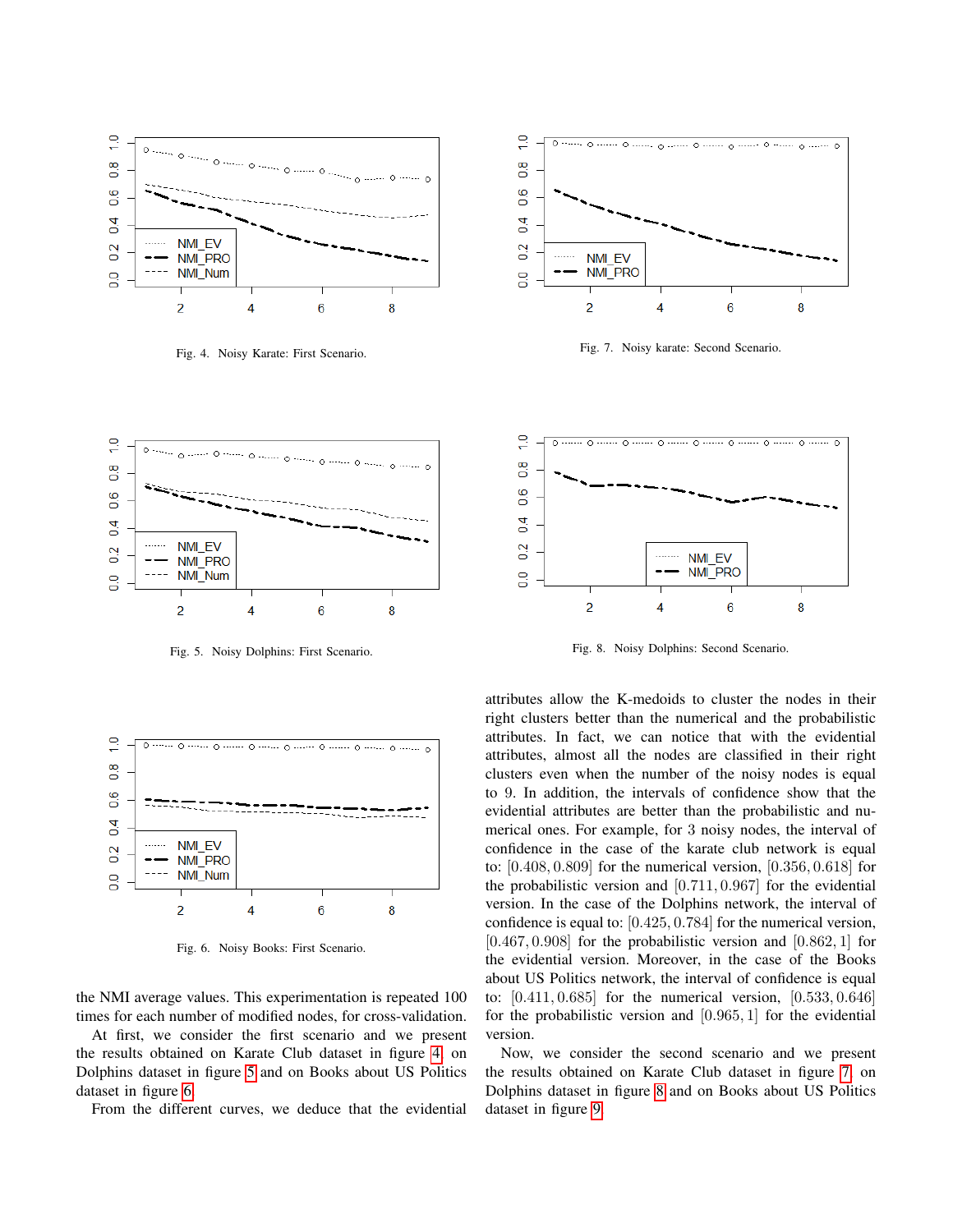Fig. 4. Noisy Karate: First Scenario.

Fig. 5. Noisy Dolphins: First Scenario.

Fig. 6. Noisy Books: First Scenario.

Fig. 7. Noisy karate: Second Scenario.

Fig. 8. Noisy Dolphins: Second Scenario.

the NMI average values. This experimentation is repeated 100 times for each number of modified nodes, for cross-validation.

At first, we consider the first scenario and we present the results obtained on Karate Club dataset in figure 4, on Dolphins dataset in figure 5 and on Books about US Politics dataset in figure 6.

From the different curves, we deduce that the evidential attributes allow the K-medoids to cluster the nodes in their right clusters better than the numerical and the probabilistic attributes. In fact, we can notice that with the evidential attributes, almost all the nodes are classified in their right clusters even when the number of the noisy nodes is equal to 9. In addition, the intervals of confidence show that the evidential attributes are better than the probabilistic and numerical ones. For example, for 3 noisy nodes, the interval of confidence in the case of the karate club network is equal to: $[0.408, 0.809]$ for the numerical version, $[0.356, 0.618]$ for the probabilistic version and $[0.711, 0.967]$ for the evidential version. In the case of the Dolphins network, the interval of confidence is equal to: $[0.425, 0.784]$ for the numerical version, $[0.467, 0.908]$ for the probabilistic version and $[0.862, 1]$ for the evidential version. Moreover, in the case of the Books about US Politics network, the interval of confidence is equal to: $[0.411, 0.685]$ for the numerical version, $[0.533, 0.646]$ for the probabilistic version and $[0.965, 1]$ for the evidential version.

Now, we consider the second scenario and we present the results obtained on Karate Club dataset in figure 7, on Dolphins dataset in figure 8 and on Books about US Politics dataset in figure 9.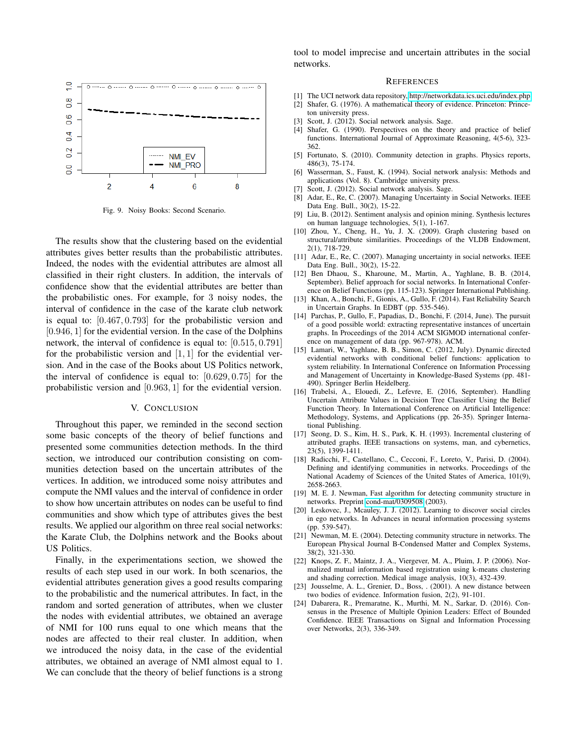0.0 0.2 0.4 0.6 0.8 1.0

2 4 6 8

NMI_EV
NMI_PRO

Fig. 9. Noisy Books: Second Scenario.

The results show that the clustering based on the evidential attributes gives better results than the probabilistic attributes. Indeed, the nodes with the evidential attributes are almost all classified in their right clusters. In addition, the intervals of confidence show that the evidential attributes are better than the probabilistic ones. For example, for 3 noisy nodes, the interval of confidence in the case of the karate club network is equal to: $[0.467, 0.793]$ for the probabilistic version and $[0.946, 1]$ for the evidential version. In the case of the Dolphins network, the interval of confidence is equal to: $[0.515, 0.791]$ for the probabilistic version and $[1, 1]$ for the evidential version. And in the case of the Books about US Politics network, the interval of confidence is equal to: $[0.629, 0.75]$ for the probabilistic version and $[0.963, 1]$ for the evidential version.

## V. Conclusion

Throughout this paper, we reminded in the second section some basic concepts of the theory of belief functions and presented some communities detection methods. In the third section, we introduced our contribution consisting on communities detection based on the uncertain attributes of the vertices. In addition, we introduced some noisy attributes and compute the NMI values and the interval of confidence in order to show how uncertain attributes on nodes can be useful to find communities and show which type of attributes gives the best results. We applied our algorithm on three real social networks: the Karate Club, the Dolphins network and the Books about US Politics.

Finally, in the experimentations section, we showed the results of each step used in our work. In both scenarios, the evidential attributes generation gives a good results comparing to the probabilistic and the numerical attributes. In fact, in the random and sorted generation of attributes, when we cluster the nodes with evidential attributes, we obtained an average of NMI for 100 runs equal to one which means that the nodes are affected to their real cluster. In addition, when we introduced the noisy data, in the case of the evidential attributes, we obtained an average of NMI almost equal to 1. We can conclude that the theory of belief functions is a strong tool to model imprecise and uncertain attributes in the social networks.

## References

[1] The UCI network data repository, http://networkdata.ics.uci.edu/index.php
[2] Shafer, G. (1976). A mathematical theory of evidence. Princeton: Princeton university press.
[3] Scott, J. (2012). Social network analysis. Sage.
[4] Shafer, G. (1990). Perspectives on the theory and practice of belief functions. International Journal of Approximate Reasoning, 4(5-6), 323-362.
[5] Fortunato, S. (2010). Community detection in graphs. Physics reports, 486(3), 75-174.
[6] Wasserman, S., Faust, K. (1994). Social network analysis: Methods and applications (Vol. 8). Cambridge university press.
[7] Scott, J. (2012). Social network analysis. Sage.
[8] Adar, E., Re, C. (2007). Managing Uncertainty in Social Networks. IEEE Data Eng. Bull., 30(2), 15-22.
[9] Liu, B. (2012). Sentiment analysis and opinion mining. Synthesis lectures on human language technologies, 5(1), 1-167.
[10] Zhou, Y., Cheng, H., Yu, J. X. (2009). Graph clustering based on structural/attribute similarities. Proceedings of the VLDB Endowment, 2(1), 718-729.
[11] Adar, E., Re, C. (2007). Managing uncertainty in social networks. IEEE Data Eng. Bull., 30(2), 15-22.
[12] Ben Dhaou, S., Kharoune, M., Martin, A., Yaghlane, B. B. (2014, September). Belief approach for social networks. In International Conference on Belief Functions (pp. 115-123). Springer International Publishing.
[13] Khan, A., Bonchi, F., Gionis, A., Gullo, F. (2014). Fast Reliability Search in Uncertain Graphs. In EDBT (pp. 535-546).
[14] Parchas, P., Gullo, F., Papadias, D., Bonchi, F. (2014, June). The pursuit of a good possible world: extracting representative instances of uncertain graphs. In Proceedings of the 2014 ACM SIGMOD international conference on management of data (pp. 967-978). ACM.
[15] Lamari, W., Yaghlane, B. B., Simon, C. (2012, July). Dynamic directed evidential networks with conditional belief functions: application to system reliability. In International Conference on Information Processing and Management of Uncertainty in Knowledge-Based Systems (pp. 481-490). Springer Berlin Heidelberg.
[16] Trabelsi, A., Elouedi, Z., Lefevre, E. (2016, September). Handling Uncertain Attribute Values in Decision Tree Classifier Using the Belief Function Theory. In International Conference on Artificial Intelligence: Methodology, Systems, and Applications (pp. 26-35). Springer International Publishing.
[17] Seong, D. S., Kim, H. S., Park, K. H. (1993). Incremental clustering of attributed graphs. IEEE transactions on systems, man, and cybernetics, 23(5), 1399-1411.
[18] Radicchi, F., Castellano, C., Cecconi, F., Loreto, V., Parisi, D. (2004). Defining and identifying communities in networks. Proceedings of the National Academy of Sciences of the United States of America, 101(9), 2658-2663.
[19] M. E. J. Newman, Fast algorithm for detecting community structure in networks. Preprint cond-mat/0309508 (2003).
[20] Leskovec, J., Mcauley, J. J. (2012). Learning to discover social circles in ego networks. In Advances in neural information processing systems (pp. 539-547).
[21] Newman, M. E. (2004). Detecting community structure in networks. The European Physical Journal B-Condensed Matter and Complex Systems, 38(2), 321-330.
[22] Knops, Z. F., Maintz, J. A., Viergever, M. A., Pluim, J. P. (2006). Normalized mutual information based registration using k-means clustering and shading correction. Medical image analysis, 10(3), 432-439.
[23] Jousselme, A. L., Grenier, D., Boss, . (2001). A new distance between two bodies of evidence. Information fusion, 2(2), 91-101.
[24] Dabarera, R., Premaratne, K., Murthi, M. N., Sarkar, D. (2016). Consensus in the Presence of Multiple Opinion Leaders: Effect of Bounded Confidence. IEEE Transactions on Signal and Information Processing over Networks, 2(3), 336-349.